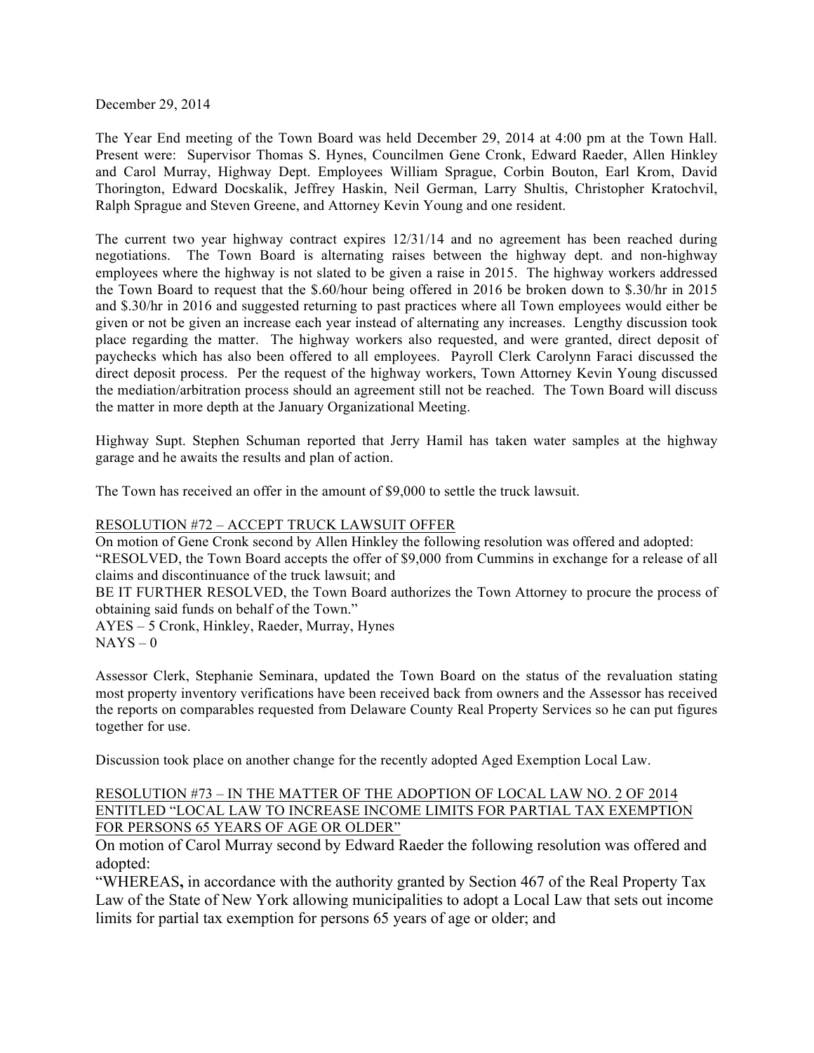December 29, 2014

The Year End meeting of the Town Board was held December 29, 2014 at 4:00 pm at the Town Hall. Present were: Supervisor Thomas S. Hynes, Councilmen Gene Cronk, Edward Raeder, Allen Hinkley and Carol Murray, Highway Dept. Employees William Sprague, Corbin Bouton, Earl Krom, David Thorington, Edward Docskalik, Jeffrey Haskin, Neil German, Larry Shultis, Christopher Kratochvil, Ralph Sprague and Steven Greene, and Attorney Kevin Young and one resident.

The current two year highway contract expires 12/31/14 and no agreement has been reached during negotiations. The Town Board is alternating raises between the highway dept. and non-highway employees where the highway is not slated to be given a raise in 2015. The highway workers addressed the Town Board to request that the $.60/hour being offered in 2016 be broken down to $.30/hr in 2015 and $.30/hr in 2016 and suggested returning to past practices where all Town employees would either be given or not be given an increase each year instead of alternating any increases. Lengthy discussion took place regarding the matter. The highway workers also requested, and were granted, direct deposit of paychecks which has also been offered to all employees. Payroll Clerk Carolynn Faraci discussed the direct deposit process. Per the request of the highway workers, Town Attorney Kevin Young discussed the mediation/arbitration process should an agreement still not be reached. The Town Board will discuss the matter in more depth at the January Organizational Meeting.

Highway Supt. Stephen Schuman reported that Jerry Hamil has taken water samples at the highway garage and he awaits the results and plan of action.

The Town has received an offer in the amount of $9,000 to settle the truck lawsuit.

RESOLUTION #72 – ACCEPT TRUCK LAWSUIT OFFER

On motion of Gene Cronk second by Allen Hinkley the following resolution was offered and adopted:
"RESOLVED, the Town Board accepts the offer of $9,000 from Cummins in exchange for a release of all claims and discontinuance of the truck lawsuit; and
BE IT FURTHER RESOLVED, the Town Board authorizes the Town Attorney to procure the process of obtaining said funds on behalf of the Town."
AYES – 5 Cronk, Hinkley, Raeder, Murray, Hynes
NAYS – 0

Assessor Clerk, Stephanie Seminara, updated the Town Board on the status of the revaluation stating most property inventory verifications have been received back from owners and the Assessor has received the reports on comparables requested from Delaware County Real Property Services so he can put figures together for use.

Discussion took place on another change for the recently adopted Aged Exemption Local Law.

RESOLUTION #73 – IN THE MATTER OF THE ADOPTION OF LOCAL LAW NO. 2 OF 2014 ENTITLED "LOCAL LAW TO INCREASE INCOME LIMITS FOR PARTIAL TAX EXEMPTION FOR PERSONS 65 YEARS OF AGE OR OLDER"

On motion of Carol Murray second by Edward Raeder the following resolution was offered and adopted:
"WHEREAS**,** in accordance with the authority granted by Section 467 of the Real Property Tax Law of the State of New York allowing municipalities to adopt a Local Law that sets out income limits for partial tax exemption for persons 65 years of age or older; and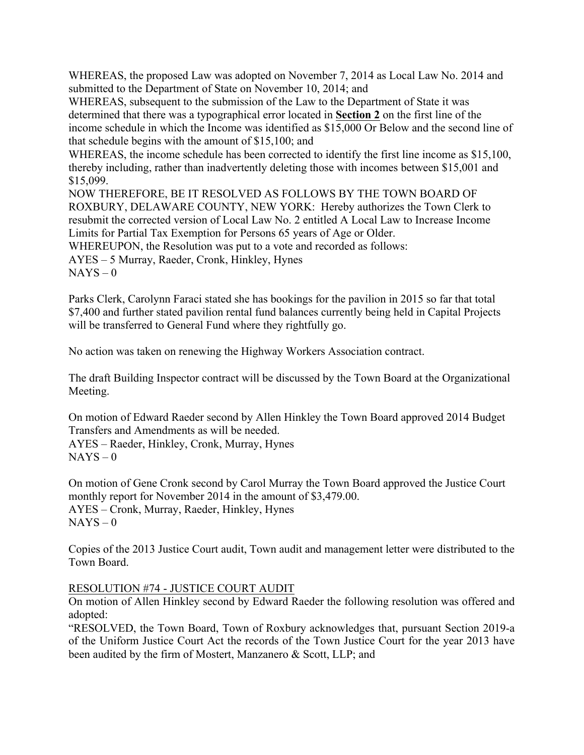WHEREAS, the proposed Law was adopted on November 7, 2014 as Local Law No. 2014 and submitted to the Department of State on November 10, 2014; and
WHEREAS, subsequent to the submission of the Law to the Department of State it was determined that there was a typographical error located in **<u>Section 2</u>** on the first line of the income schedule in which the Income was identified as $15,000 Or Below and the second line of that schedule begins with the amount of $15,100; and
WHEREAS, the income schedule has been corrected to identify the first line income as $15,100, thereby including, rather than inadvertently deleting those with incomes between $15,001 and $15,099.
NOW THEREFORE, BE IT RESOLVED AS FOLLOWS BY THE TOWN BOARD OF ROXBURY, DELAWARE COUNTY, NEW YORK: Hereby authorizes the Town Clerk to resubmit the corrected version of Local Law No. 2 entitled A Local Law to Increase Income Limits for Partial Tax Exemption for Persons 65 years of Age or Older.
WHEREUPON, the Resolution was put to a vote and recorded as follows:
AYES – 5 Murray, Raeder, Cronk, Hinkley, Hynes
NAYS – 0

Parks Clerk, Carolynn Faraci stated she has bookings for the pavilion in 2015 so far that total $7,400 and further stated pavilion rental fund balances currently being held in Capital Projects will be transferred to General Fund where they rightfully go.

No action was taken on renewing the Highway Workers Association contract.

The draft Building Inspector contract will be discussed by the Town Board at the Organizational Meeting.

On motion of Edward Raeder second by Allen Hinkley the Town Board approved 2014 Budget Transfers and Amendments as will be needed.
AYES – Raeder, Hinkley, Cronk, Murray, Hynes
NAYS – 0

On motion of Gene Cronk second by Carol Murray the Town Board approved the Justice Court monthly report for November 2014 in the amount of $3,479.00.
AYES – Cronk, Murray, Raeder, Hinkley, Hynes
NAYS – 0

Copies of the 2013 Justice Court audit, Town audit and management letter were distributed to the Town Board.

<u>RESOLUTION #74 - JUSTICE COURT AUDIT</u>
On motion of Allen Hinkley second by Edward Raeder the following resolution was offered and adopted:
"RESOLVED, the Town Board, Town of Roxbury acknowledges that, pursuant Section 2019-a of the Uniform Justice Court Act the records of the Town Justice Court for the year 2013 have been audited by the firm of Mostert, Manzanero & Scott, LLP; and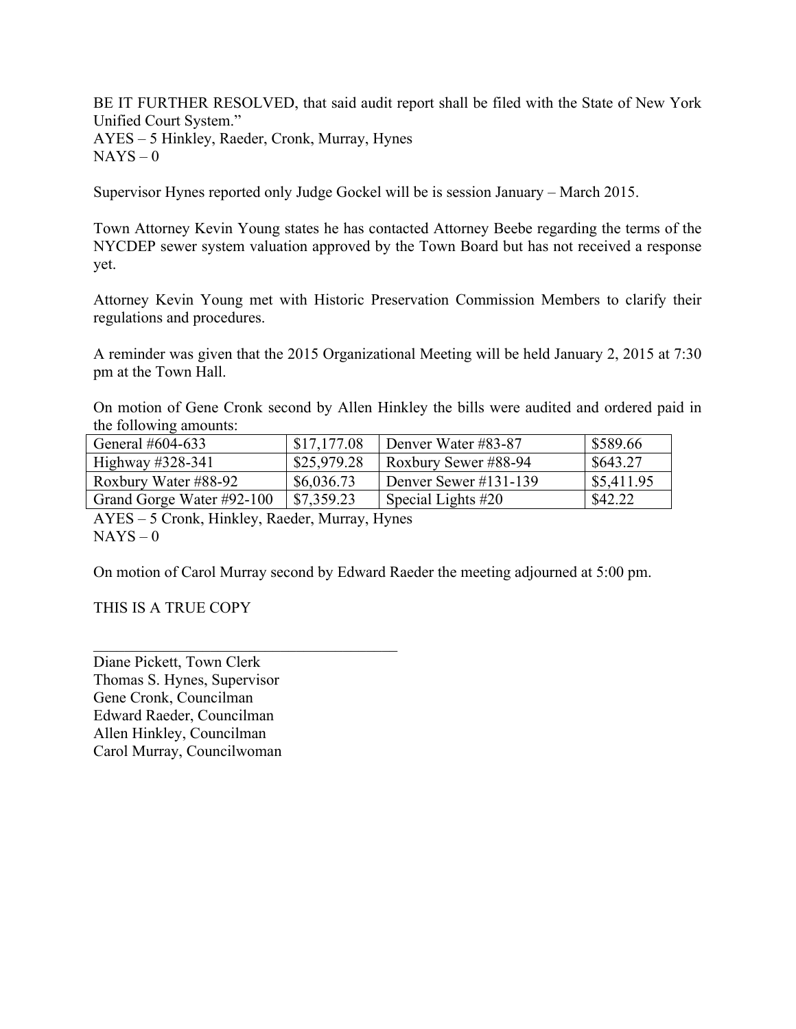BE IT FURTHER RESOLVED, that said audit report shall be filed with the State of New York Unified Court System."
AYES – 5 Hinkley, Raeder, Cronk, Murray, Hynes
NAYS – 0

Supervisor Hynes reported only Judge Gockel will be is session January – March 2015.

Town Attorney Kevin Young states he has contacted Attorney Beebe regarding the terms of the NYCDEP sewer system valuation approved by the Town Board but has not received a response yet.

Attorney Kevin Young met with Historic Preservation Commission Members to clarify their regulations and procedures.

A reminder was given that the 2015 Organizational Meeting will be held January 2, 2015 at 7:30 pm at the Town Hall.

On motion of Gene Cronk second by Allen Hinkley the bills were audited and ordered paid in the following amounts:

| | | | |
|---|---|---|---|
| General #604-633 | $17,177.08 | Denver Water #83-87 | $589.66 |
| Highway #328-341 | $25,979.28 | Roxbury Sewer #88-94 | $643.27 |
| Roxbury Water #88-92 | $6,036.73 | Denver Sewer #131-139 | $5,411.95 |
| Grand Gorge Water #92-100 | $7,359.23 | Special Lights #20 | $42.22 |

AYES – 5 Cronk, Hinkley, Raeder, Murray, Hynes
NAYS – 0

On motion of Carol Murray second by Edward Raeder the meeting adjourned at 5:00 pm.

THIS IS A TRUE COPY

\_\_\_\_\_\_\_\_\_\_\_\_\_\_\_\_\_\_\_\_\_\_\_\_\_\_\_\_\_\_\_\_\_\_\_\_\_\_\_\_\_\_

Diane Pickett, Town Clerk
Thomas S. Hynes, Supervisor
Gene Cronk, Councilman
Edward Raeder, Councilman
Allen Hinkley, Councilman
Carol Murray, Councilwoman